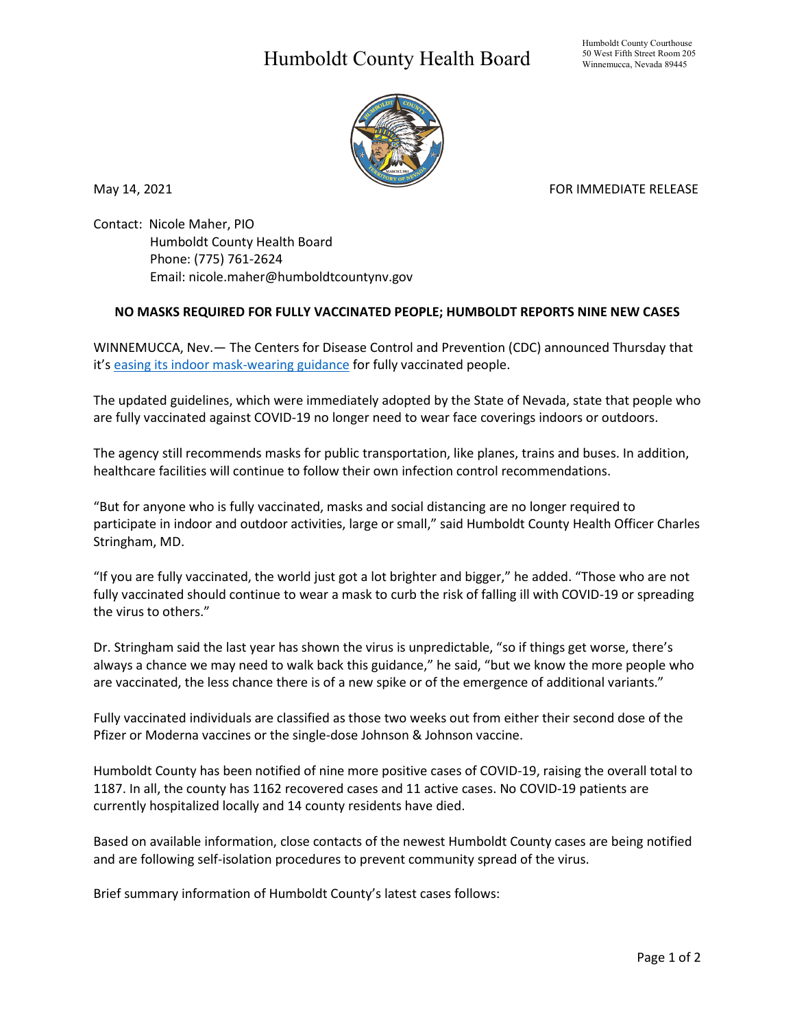# Humboldt County Health Board

Humboldt County Courthouse
50 West Fifth Street Room 205
Winnemucca, Nevada 89445

May 14, 2021

FOR IMMEDIATE RELEASE

Contact: Nicole Maher, PIO
Humboldt County Health Board
Phone: (775) 761-2624
Email: nicole.maher@humboldtcountynv.gov

**NO MASKS REQUIRED FOR FULLY VACCINATED PEOPLE; HUMBOLDT REPORTS NINE NEW CASES**

WINNEMUCCA, Nev.— The Centers for Disease Control and Prevention (CDC) announced Thursday that it's easing its indoor mask-wearing guidance for fully vaccinated people.

The updated guidelines, which were immediately adopted by the State of Nevada, state that people who are fully vaccinated against COVID-19 no longer need to wear face coverings indoors or outdoors.

The agency still recommends masks for public transportation, like planes, trains and buses. In addition, healthcare facilities will continue to follow their own infection control recommendations.

"But for anyone who is fully vaccinated, masks and social distancing are no longer required to participate in indoor and outdoor activities, large or small," said Humboldt County Health Officer Charles Stringham, MD.

"If you are fully vaccinated, the world just got a lot brighter and bigger," he added. "Those who are not fully vaccinated should continue to wear a mask to curb the risk of falling ill with COVID-19 or spreading the virus to others."

Dr. Stringham said the last year has shown the virus is unpredictable, "so if things get worse, there's always a chance we may need to walk back this guidance," he said, "but we know the more people who are vaccinated, the less chance there is of a new spike or of the emergence of additional variants."

Fully vaccinated individuals are classified as those two weeks out from either their second dose of the Pfizer or Moderna vaccines or the single-dose Johnson & Johnson vaccine.

Humboldt County has been notified of nine more positive cases of COVID-19, raising the overall total to 1187. In all, the county has 1162 recovered cases and 11 active cases. No COVID-19 patients are currently hospitalized locally and 14 county residents have died.

Based on available information, close contacts of the newest Humboldt County cases are being notified and are following self-isolation procedures to prevent community spread of the virus.

Brief summary information of Humboldt County's latest cases follows: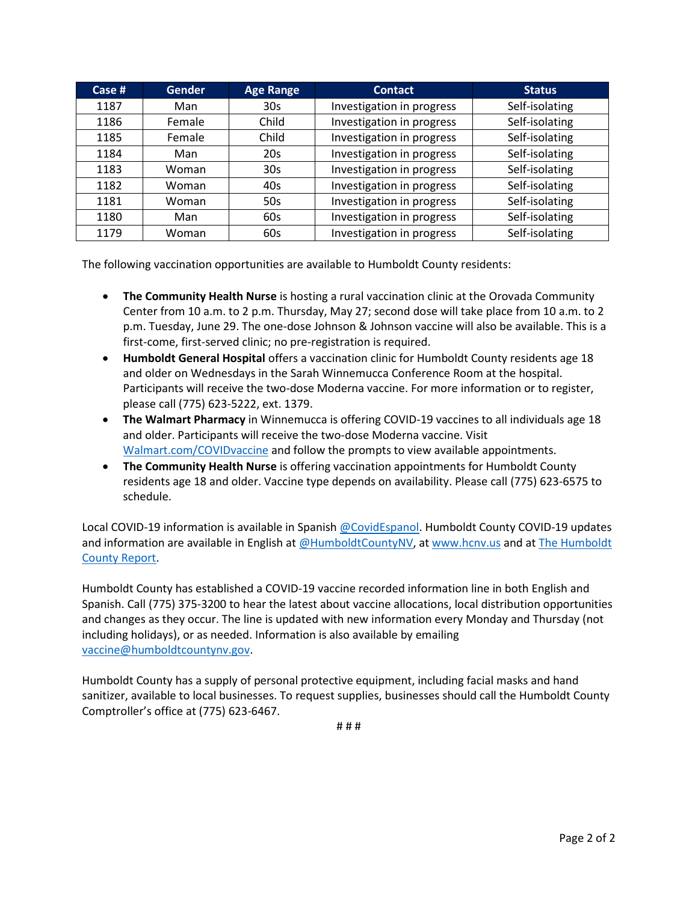| Case # | Gender | Age Range | Contact | Status |
|---|---|---|---|---|
| 1187 | Man | 30s | Investigation in progress | Self-isolating |
| 1186 | Female | Child | Investigation in progress | Self-isolating |
| 1185 | Female | Child | Investigation in progress | Self-isolating |
| 1184 | Man | 20s | Investigation in progress | Self-isolating |
| 1183 | Woman | 30s | Investigation in progress | Self-isolating |
| 1182 | Woman | 40s | Investigation in progress | Self-isolating |
| 1181 | Woman | 50s | Investigation in progress | Self-isolating |
| 1180 | Man | 60s | Investigation in progress | Self-isolating |
| 1179 | Woman | 60s | Investigation in progress | Self-isolating |

The following vaccination opportunities are available to Humboldt County residents:

- **The Community Health Nurse** is hosting a rural vaccination clinic at the Orovada Community Center from 10 a.m. to 2 p.m. Thursday, May 27; second dose will take place from 10 a.m. to 2 p.m. Tuesday, June 29. The one-dose Johnson & Johnson vaccine will also be available. This is a first-come, first-served clinic; no pre-registration is required.
- **Humboldt General Hospital** offers a vaccination clinic for Humboldt County residents age 18 and older on Wednesdays in the Sarah Winnemucca Conference Room at the hospital. Participants will receive the two-dose Moderna vaccine. For more information or to register, please call (775) 623-5222, ext. 1379.
- **The Walmart Pharmacy** in Winnemucca is offering COVID-19 vaccines to all individuals age 18 and older. Participants will receive the two-dose Moderna vaccine. Visit Walmart.com/COVIDvaccine and follow the prompts to view available appointments.
- **The Community Health Nurse** is offering vaccination appointments for Humboldt County residents age 18 and older. Vaccine type depends on availability. Please call (775) 623-6575 to schedule.

Local COVID-19 information is available in Spanish @CovidEspanol. Humboldt County COVID-19 updates and information are available in English at @HumboldtCountyNV, at www.hcnv.us and at The Humboldt County Report.

Humboldt County has established a COVID-19 vaccine recorded information line in both English and Spanish. Call (775) 375-3200 to hear the latest about vaccine allocations, local distribution opportunities and changes as they occur. The line is updated with new information every Monday and Thursday (not including holidays), or as needed. Information is also available by emailing vaccine@humboldtcountynv.gov.

Humboldt County has a supply of personal protective equipment, including facial masks and hand sanitizer, available to local businesses. To request supplies, businesses should call the Humboldt County Comptroller's office at (775) 623-6467.

# # #